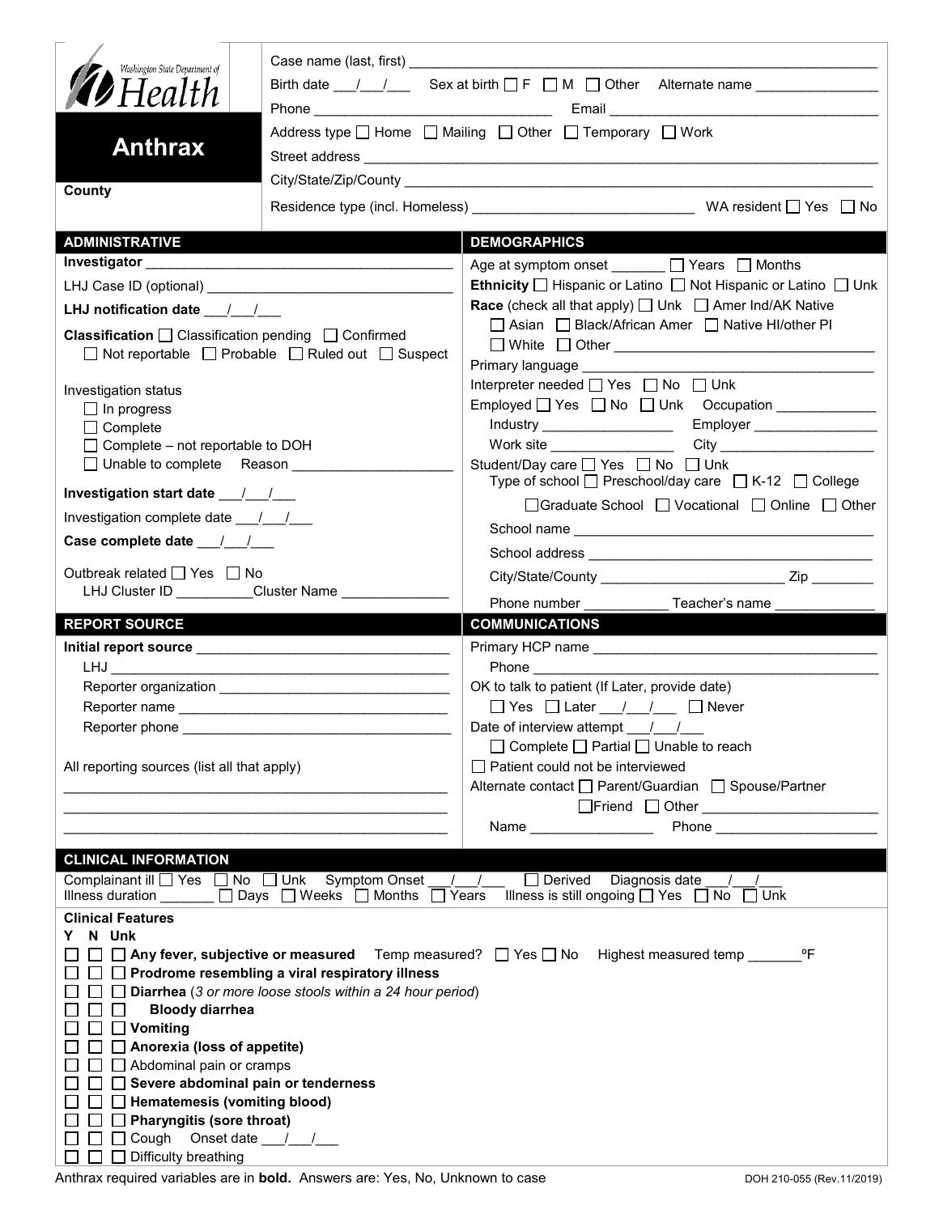Washington State Department of Health

# Anthrax

**County**

Case name (last, first) ____________________

Birth date ___/___/___ Sex at birth ☐ F ☐ M ☐ Other Alternate name ____________

Phone ____________ Email ____________

Address type ☐ Home ☐ Mailing ☐ Other ☐ Temporary ☐ Work

Street address ____________________

City/State/Zip/County ____________________

Residence type (incl. Homeless) ____________ WA resident ☐ Yes ☐ No

## ADMINISTRATIVE

**Investigator** ____________________

LHJ Case ID (optional) ____________________

**LHJ notification date** ___/___/___

**Classification** ☐ Classification pending ☐ Confirmed ☐ Not reportable ☐ Probable ☐ Ruled out ☐ Suspect

Investigation status
- ☐ In progress
- ☐ Complete
- ☐ Complete – not reportable to DOH
- ☐ Unable to complete Reason ____________

**Investigation start date** ___/___/___

Investigation complete date ___/___/___

**Case complete date** ___/___/___

Outbreak related ☐ Yes ☐ No
LHJ Cluster ID ________ Cluster Name ____________

## DEMOGRAPHICS

Age at symptom onset _______ ☐ Years ☐ Months

**Ethnicity** ☐ Hispanic or Latino ☐ Not Hispanic or Latino ☐ Unk

**Race** (check all that apply) ☐ Unk ☐ Amer Ind/AK Native ☐ Asian ☐ Black/African Amer ☐ Native HI/other PI ☐ White ☐ Other ____________

Primary language ____________

Interpreter needed ☐ Yes ☐ No ☐ Unk

Employed ☐ Yes ☐ No ☐ Unk Occupation ____________
Industry ____________ Employer ____________
Work site ____________ City ____________

Student/Day care ☐ Yes ☐ No ☐ Unk
Type of school ☐ Preschool/day care ☐ K-12 ☐ College ☐ Graduate School ☐ Vocational ☐ Online ☐ Other
School name ____________
School address ____________
City/State/County ____________ Zip ________
Phone number ____________ Teacher's name ____________

## REPORT SOURCE

**Initial report source** ____________
LHJ ____________
Reporter organization ____________
Reporter name ____________
Reporter phone ____________

All reporting sources (list all that apply)

____________________

## COMMUNICATIONS

Primary HCP name ____________
Phone ____________

OK to talk to patient (If Later, provide date)
☐ Yes ☐ Later ___/___/___ ☐ Never

Date of interview attempt ___/___/___
☐ Complete ☐ Partial ☐ Unable to reach

☐ Patient could not be interviewed

Alternate contact ☐ Parent/Guardian ☐ Spouse/Partner ☐ Friend ☐ Other ____________
Name ____________ Phone ____________

## CLINICAL INFORMATION

Complainant ill ☐ Yes ☐ No ☐ Unk Symptom Onset ___/___/___ ☐ Derived Diagnosis date ___/___/___
Illness duration _______ ☐ Days ☐ Weeks ☐ Months ☐ Years Illness is still ongoing ☐ Yes ☐ No ☐ Unk

**Clinical Features**

Y N Unk
- ☐ ☐ ☐ **Any fever, subjective or measured** Temp measured? ☐ Yes ☐ No Highest measured temp _______ºF
- ☐ ☐ ☐ **Prodrome resembling a viral respiratory illness**
- ☐ ☐ ☐ **Diarrhea** (*3 or more loose stools within a 24 hour period*)
- ☐ ☐ ☐ **Bloody diarrhea**
- ☐ ☐ ☐ **Vomiting**
- ☐ ☐ ☐ **Anorexia (loss of appetite)**
- ☐ ☐ ☐ Abdominal pain or cramps
- ☐ ☐ ☐ **Severe abdominal pain or tenderness**
- ☐ ☐ ☐ **Hematemesis (vomiting blood)**
- ☐ ☐ ☐ **Pharyngitis (sore throat)**
- ☐ ☐ ☐ Cough Onset date ___/___/___
- ☐ ☐ ☐ Difficulty breathing

Anthrax required variables are in **bold**. Answers are: Yes, No, Unknown to case

DOH 210-055 (Rev.11/2019)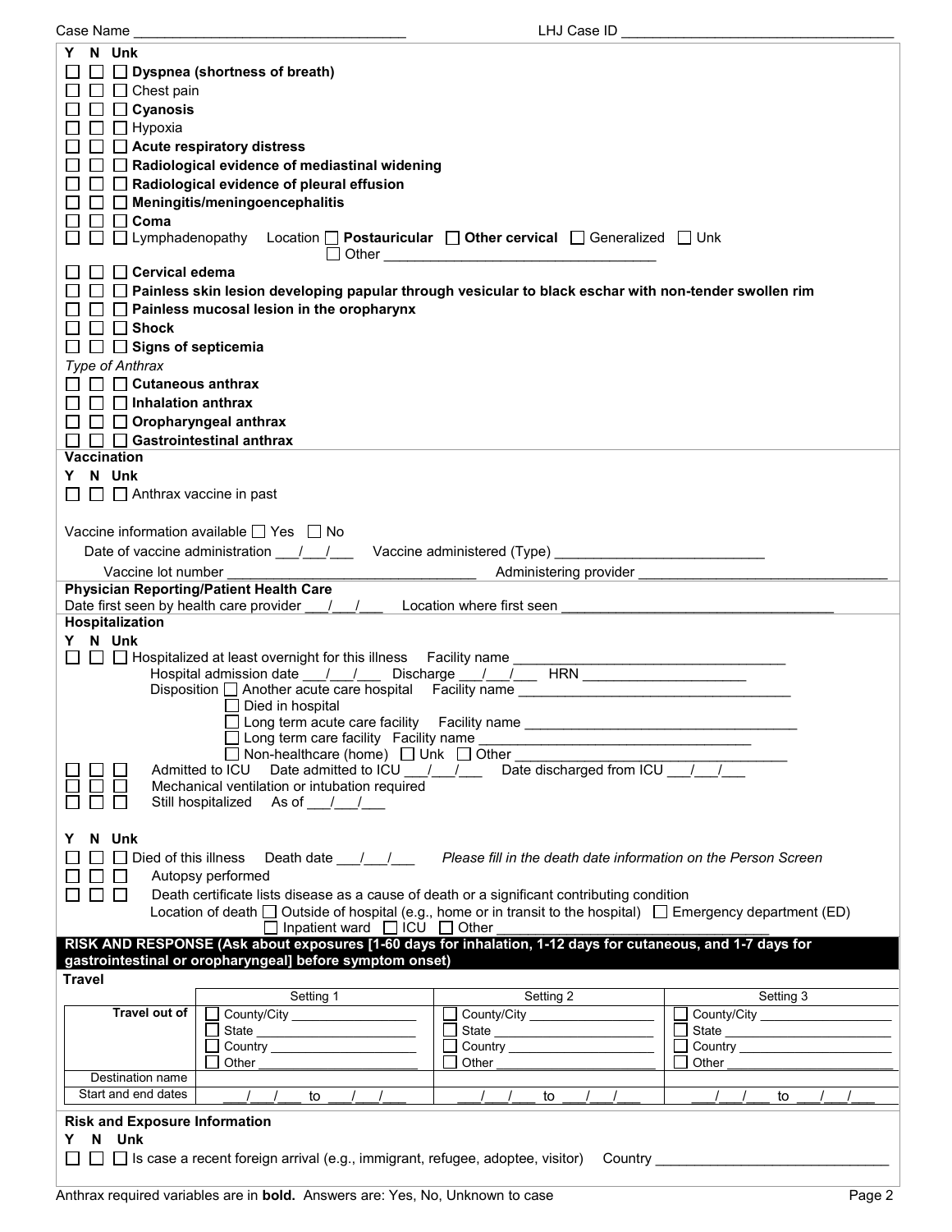Case Name ______________________________ LHJ Case ID ______________________________

Y N Unk

☐ ☐ ☐ **Dyspnea (shortness of breath)**
☐ ☐ ☐ Chest pain
☐ ☐ ☐ **Cyanosis**
☐ ☐ ☐ Hypoxia
☐ ☐ ☐ **Acute respiratory distress**
☐ ☐ ☐ **Radiological evidence of mediastinal widening**
☐ ☐ ☐ **Radiological evidence of pleural effusion**
☐ ☐ ☐ **Meningitis/meningoencephalitis**
☐ ☐ ☐ **Coma**
☐ ☐ ☐ Lymphadenopathy  Location ☐ **Postauricular** ☐ **Other cervical** ☐ Generalized ☐ Unk
☐ Other ______________________________
☐ ☐ ☐ **Cervical edema**
☐ ☐ ☐ **Painless skin lesion developing papular through vesicular to black eschar with non-tender swollen rim**
☐ ☐ ☐ **Painless mucosal lesion in the oropharynx**
☐ ☐ ☐ **Shock**
☐ ☐ ☐ **Signs of septicemia**

*Type of Anthrax*

☐ ☐ ☐ **Cutaneous anthrax**
☐ ☐ ☐ **Inhalation anthrax**
☐ ☐ ☐ **Oropharyngeal anthrax**
☐ ☐ ☐ **Gastrointestinal anthrax**

## Vaccination

Y N Unk

☐ ☐ ☐ Anthrax vaccine in past

Vaccine information available ☐ Yes ☐ No

Date of vaccine administration ___/___/___ Vaccine administered (Type) ______________________

Vaccine lot number ______________________ Administering provider ______________________

## Physician Reporting/Patient Health Care

Date first seen by health care provider ___/___/___ Location where first seen ______________________

## Hospitalization

Y N Unk

☐ ☐ ☐ Hospitalized at least overnight for this illness  Facility name ______________________
Hospital admission date ___/___/___ Discharge ___/___/___ HRN ______________________
Disposition ☐ Another acute care hospital  Facility name ______________________
☐ Died in hospital
☐ Long term acute care facility  Facility name ______________________
☐ Long term care facility  Facility name ______________________
☐ Non-healthcare (home) ☐ Unk ☐ Other ______________________

☐ ☐ ☐ Admitted to ICU  Date admitted to ICU ___/___/___ Date discharged from ICU ___/___/___
☐ ☐ ☐ Mechanical ventilation or intubation required
☐ ☐ ☐ Still hospitalized  As of ___/___/___

Y N Unk

☐ ☐ ☐ Died of this illness  Death date ___/___/___ *Please fill in the death date information on the Person Screen*
☐ ☐ ☐ Autopsy performed
☐ ☐ ☐ Death certificate lists disease as a cause of death or a significant contributing condition
Location of death ☐ Outside of hospital (e.g., home or in transit to the hospital) ☐ Emergency department (ED)
☐ Inpatient ward ☐ ICU ☐ Other ______________________

## RISK AND RESPONSE (Ask about exposures [1-60 days for inhalation, 1-12 days for cutaneous, and 1-7 days for gastrointestinal or oropharyngeal] before symptom onset)

### Travel

| | Setting 1 | Setting 2 | Setting 3 |
|---|---|---|---|
| **Travel out of** | ☐ County/City ________<br>☐ State ________<br>☐ Country ________<br>☐ Other ________ | ☐ County/City ________<br>☐ State ________<br>☐ Country ________<br>☐ Other ________ | ☐ County/City ________<br>☐ State ________<br>☐ Country ________<br>☐ Other ________ |
| Destination name | | | |
| Start and end dates | ___/___/___ to ___/___/___ | ___/___/___ to ___/___/___ | ___/___/___ to ___/___/___ |

### Risk and Exposure Information

Y N Unk

☐ ☐ ☐ Is case a recent foreign arrival (e.g., immigrant, refugee, adoptee, visitor)  Country ______________________

Anthrax required variables are in **bold**. Answers are: Yes, No, Unknown to case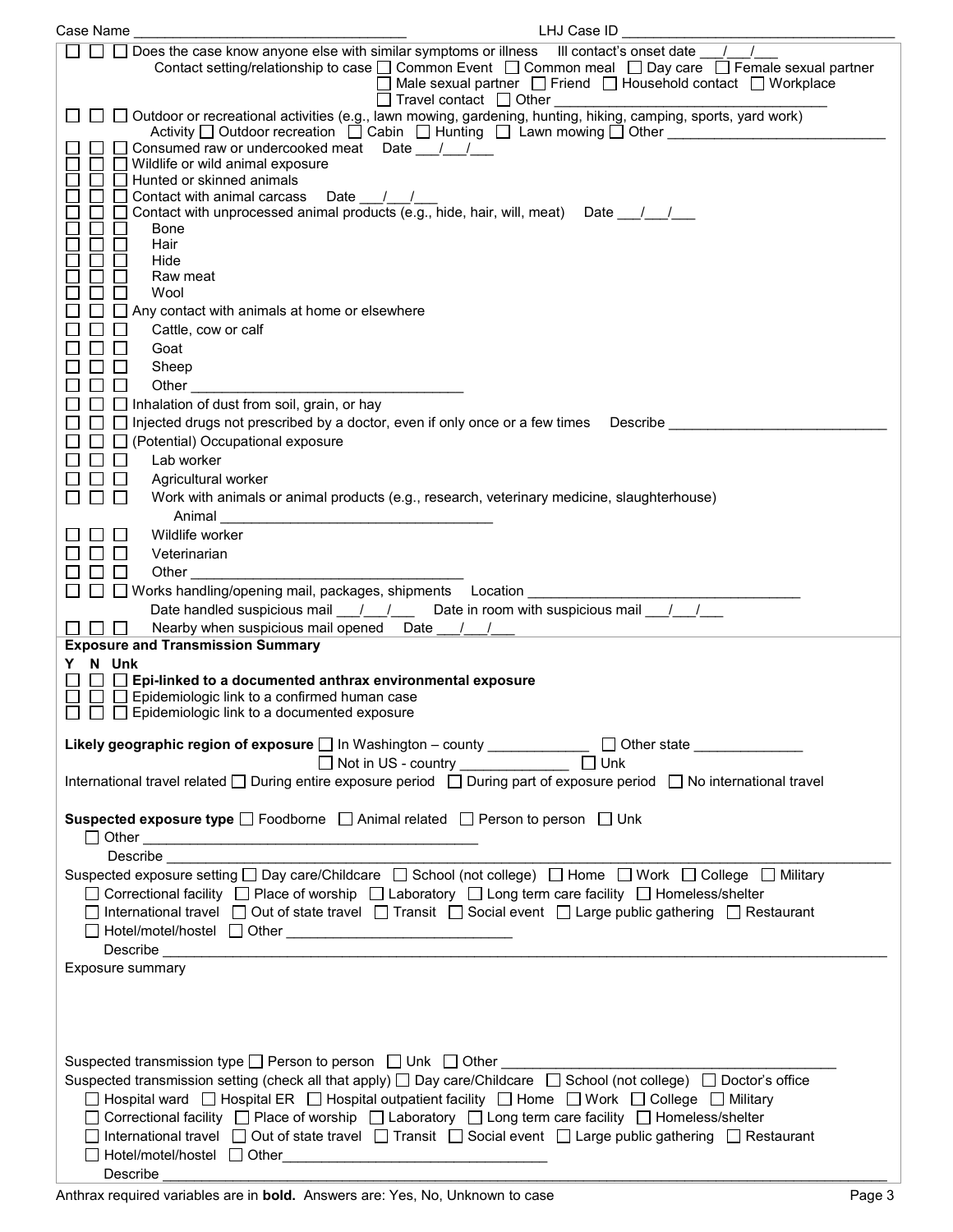Case Name ______________________ LHJ Case ID ______________________

☐ ☐ ☐ Does the case know anyone else with similar symptoms or illness  Ill contact's onset date ___/___/___
Contact setting/relationship to case ☐ Common Event ☐ Common meal ☐ Day care ☐ Female sexual partner ☐ Male sexual partner ☐ Friend ☐ Household contact ☐ Workplace ☐ Travel contact ☐ Other ______________________

☐ ☐ ☐ Outdoor or recreational activities (e.g., lawn mowing, gardening, hunting, hiking, camping, sports, yard work)
Activity ☐ Outdoor recreation ☐ Cabin ☐ Hunting ☐ Lawn mowing ☐ Other ______________________

☐ ☐ ☐ Consumed raw or undercooked meat  Date ___/___/___

☐ ☐ ☐ Wildlife or wild animal exposure

☐ ☐ ☐ Hunted or skinned animals

☐ ☐ ☐ Contact with animal carcass  Date ___/___/___

☐ ☐ ☐ Contact with unprocessed animal products (e.g., hide, hair, will, meat)  Date ___/___/___

☐ ☐ ☐ Bone

☐ ☐ ☐ Hair

☐ ☐ ☐ Hide

☐ ☐ ☐ Raw meat

☐ ☐ ☐ Wool

☐ ☐ ☐ Any contact with animals at home or elsewhere

☐ ☐ ☐ Cattle, cow or calf

☐ ☐ ☐ Goat

☐ ☐ ☐ Sheep

☐ ☐ ☐ Other ______________________

☐ ☐ ☐ Inhalation of dust from soil, grain, or hay

☐ ☐ ☐ Injected drugs not prescribed by a doctor, even if only once or a few times  Describe ______________________

☐ ☐ ☐ (Potential) Occupational exposure

☐ ☐ ☐ Lab worker

☐ ☐ ☐ Agricultural worker

☐ ☐ ☐ Work with animals or animal products (e.g., research, veterinary medicine, slaughterhouse)
Animal ______________________

☐ ☐ ☐ Wildlife worker

☐ ☐ ☐ Veterinarian

☐ ☐ ☐ Other ______________________

☐ ☐ ☐ Works handling/opening mail, packages, shipments  Location ______________________
Date handled suspicious mail ___/___/___  Date in room with suspicious mail ___/___/___

☐ ☐ ☐ Nearby when suspicious mail opened  Date ___/___/___

**Exposure and Transmission Summary**

**Y N Unk**

☐ ☐ ☐ **Epi-linked to a documented anthrax environmental exposure**

☐ ☐ ☐ Epidemiologic link to a confirmed human case

☐ ☐ ☐ Epidemiologic link to a documented exposure

**Likely geographic region of exposure** ☐ In Washington – county ____________ ☐ Other state ____________ ☐ Not in US - country ____________ ☐ Unk

International travel related ☐ During entire exposure period ☐ During part of exposure period ☐ No international travel

**Suspected exposure type** ☐ Foodborne ☐ Animal related ☐ Person to person ☐ Unk ☐ Other ______________________
Describe ______________________

Suspected exposure setting ☐ Day care/Childcare ☐ School (not college) ☐ Home ☐ Work ☐ College ☐ Military ☐ Correctional facility ☐ Place of worship ☐ Laboratory ☐ Long term care facility ☐ Homeless/shelter ☐ International travel ☐ Out of state travel ☐ Transit ☐ Social event ☐ Large public gathering ☐ Restaurant ☐ Hotel/motel/hostel ☐ Other ______________________
Describe ______________________

Exposure summary

Suspected transmission type ☐ Person to person ☐ Unk ☐ Other ______________________

Suspected transmission setting (check all that apply) ☐ Day care/Childcare ☐ School (not college) ☐ Doctor's office ☐ Hospital ward ☐ Hospital ER ☐ Hospital outpatient facility ☐ Home ☐ Work ☐ College ☐ Military ☐ Correctional facility ☐ Place of worship ☐ Laboratory ☐ Long term care facility ☐ Homeless/shelter ☐ International travel ☐ Out of state travel ☐ Transit ☐ Social event ☐ Large public gathering ☐ Restaurant ☐ Hotel/motel/hostel ☐ Other ______________________
Describe ______________________

Anthrax required variables are in **bold**. Answers are: Yes, No, Unknown to case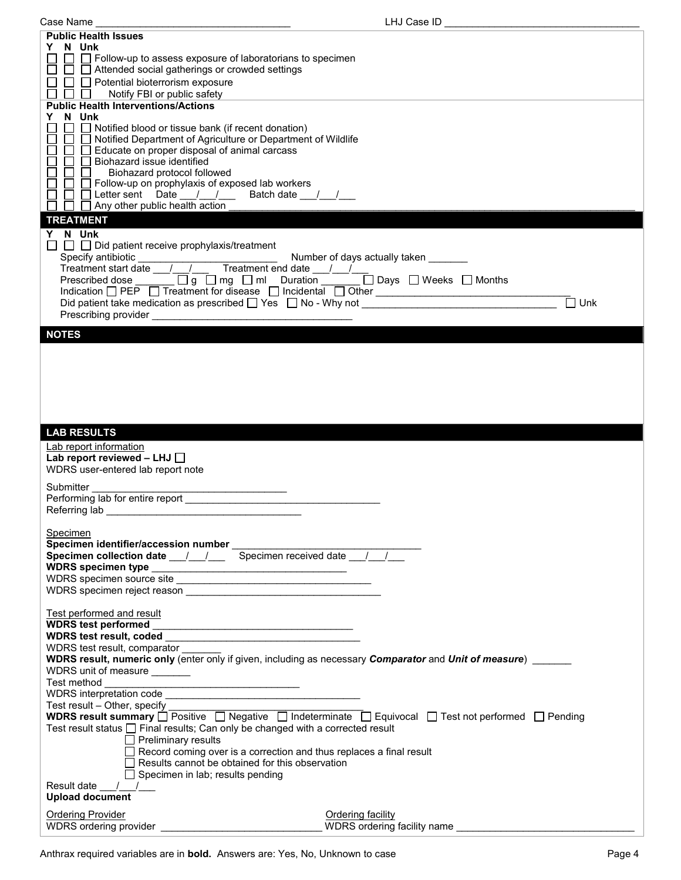Case Name ___________________________________ LHJ Case ID ___________________________________

**Public Health Issues**

**Y N Unk**

☐ ☐ ☐ Follow-up to assess exposure of laboratorians to specimen
☐ ☐ ☐ Attended social gatherings or crowded settings
☐ ☐ ☐ Potential bioterrorism exposure
☐ ☐ ☐ Notify FBI or public safety

**Public Health Interventions/Actions**

**Y N Unk**

☐ ☐ ☐ Notified blood or tissue bank (if recent donation)
☐ ☐ ☐ Notified Department of Agriculture or Department of Wildlife
☐ ☐ ☐ Educate on proper disposal of animal carcass
☐ ☐ ☐ Biohazard issue identified
☐ ☐ ☐ Biohazard protocol followed
☐ ☐ ☐ Follow-up on prophylaxis of exposed lab workers
☐ ☐ ☐ Letter sent Date ___/___/___ Batch date ___/___/___
☐ ☐ ☐ Any other public health action ___________________________________

## TREATMENT

**Y N Unk**

☐ ☐ ☐ Did patient receive prophylaxis/treatment

Specify antibiotic _________________________ Number of days actually taken _______

Treatment start date ___/___/___ Treatment end date ___/___/___

Prescribed dose _______ ☐ g ☐ mg ☐ ml Duration _______ ☐ Days ☐ Weeks ☐ Months

Indication ☐ PEP ☐ Treatment for disease ☐ Incidental ☐ Other ___________________________________

Did patient take medication as prescribed ☐ Yes ☐ No - Why not ___________________________________ ☐ Unk

Prescribing provider ___________________________________

## NOTES

## LAB RESULTS

Lab report information

**Lab report reviewed – LHJ** ☐

WDRS user-entered lab report note

Submitter ___________________________________

Performing lab for entire report ___________________________________

Referring lab ___________________________________

Specimen

**Specimen identifier/accession number** ___________________________________

**Specimen collection date** ___/___/___ Specimen received date ___/___/___

**WDRS specimen type** ___________________________________

WDRS specimen source site ___________________________________

WDRS specimen reject reason ___________________________________

Test performed and result

**WDRS test performed** ___________________________________

**WDRS test result, coded** ___________________________________

WDRS test result, comparator _______

**WDRS result, numeric only** (enter only if given, including as necessary ***Comparator*** and ***Unit of measure***) _______

WDRS unit of measure _______

Test method ___________________________________

WDRS interpretation code ___________________________________

Test result – Other, specify ___________________________________

**WDRS result summary** ☐ Positive ☐ Negative ☐ Indeterminate ☐ Equivocal ☐ Test not performed ☐ Pending

Test result status ☐ Final results; Can only be changed with a corrected result
☐ Preliminary results
☐ Record coming over is a correction and thus replaces a final result
☐ Results cannot be obtained for this observation
☐ Specimen in lab; results pending

Result date ___/___/___

**Upload document**

Ordering Provider

WDRS ordering provider ___________________________________

Ordering facility

WDRS ordering facility name ___________________________________

Anthrax required variables are in **bold**. Answers are: Yes, No, Unknown to case